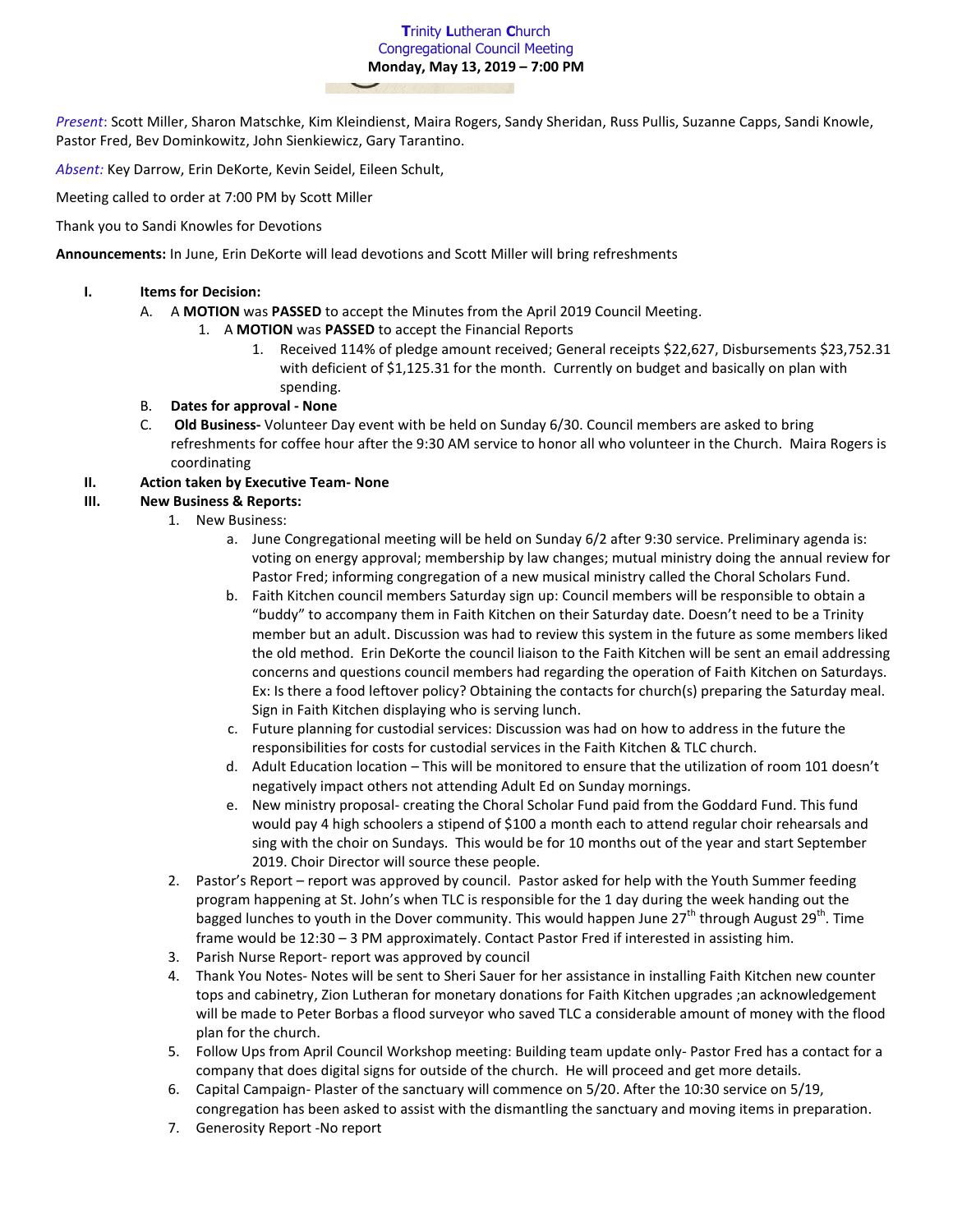# Trinity Lutheran Church
## Congregational Council Meeting
**Monday, May 13, 2019 – 7:00 PM**

*Present*: Scott Miller, Sharon Matschke, Kim Kleindienst, Maira Rogers, Sandy Sheridan, Russ Pullis, Suzanne Capps, Sandi Knowle, Pastor Fred, Bev Dominkowitz, John Sienkiewicz, Gary Tarantino.

*Absent:* Key Darrow, Erin DeKorte, Kevin Seidel, Eileen Schult,

Meeting called to order at 7:00 PM by Scott Miller

Thank you to Sandi Knowles for Devotions

**Announcements:** In June, Erin DeKorte will lead devotions and Scott Miller will bring refreshments

I. **Items for Decision:**
   - A. A **MOTION** was **PASSED** to accept the Minutes from the April 2019 Council Meeting.
     1. A **MOTION** was **PASSED** to accept the Financial Reports
        1. Received 114% of pledge amount received; General receipts $22,627, Disbursements $23,752.31 with deficient of $1,125.31 for the month. Currently on budget and basically on plan with spending.
   - B. **Dates for approval - None**
   - C. **Old Business-** Volunteer Day event with be held on Sunday 6/30. Council members are asked to bring refreshments for coffee hour after the 9:30 AM service to honor all who volunteer in the Church. Maira Rogers is coordinating

II. **Action taken by Executive Team- None**

III. **New Business & Reports:**
   1. New Business:
      - a. June Congregational meeting will be held on Sunday 6/2 after 9:30 service. Preliminary agenda is: voting on energy approval; membership by law changes; mutual ministry doing the annual review for Pastor Fred; informing congregation of a new musical ministry called the Choral Scholars Fund.
      - b. Faith Kitchen council members Saturday sign up: Council members will be responsible to obtain a "buddy" to accompany them in Faith Kitchen on their Saturday date. Doesn't need to be a Trinity member but an adult. Discussion was had to review this system in the future as some members liked the old method. Erin DeKorte the council liaison to the Faith Kitchen will be sent an email addressing concerns and questions council members had regarding the operation of Faith Kitchen on Saturdays. Ex: Is there a food leftover policy? Obtaining the contacts for church(s) preparing the Saturday meal. Sign in Faith Kitchen displaying who is serving lunch.
      - c. Future planning for custodial services: Discussion was had on how to address in the future the responsibilities for costs for custodial services in the Faith Kitchen & TLC church.
      - d. Adult Education location – This will be monitored to ensure that the utilization of room 101 doesn't negatively impact others not attending Adult Ed on Sunday mornings.
      - e. New ministry proposal- creating the Choral Scholar Fund paid from the Goddard Fund. This fund would pay 4 high schoolers a stipend of $100 a month each to attend regular choir rehearsals and sing with the choir on Sundays. This would be for 10 months out of the year and start September 2019. Choir Director will source these people.
   2. Pastor's Report – report was approved by council. Pastor asked for help with the Youth Summer feeding program happening at St. John's when TLC is responsible for the 1 day during the week handing out the bagged lunches to youth in the Dover community. This would happen June 27th through August 29th. Time frame would be 12:30 – 3 PM approximately. Contact Pastor Fred if interested in assisting him.
   3. Parish Nurse Report- report was approved by council
   4. Thank You Notes- Notes will be sent to Sheri Sauer for her assistance in installing Faith Kitchen new counter tops and cabinetry, Zion Lutheran for monetary donations for Faith Kitchen upgrades ;an acknowledgement will be made to Peter Borbas a flood surveyor who saved TLC a considerable amount of money with the flood plan for the church.
   5. Follow Ups from April Council Workshop meeting: Building team update only- Pastor Fred has a contact for a company that does digital signs for outside of the church. He will proceed and get more details.
   6. Capital Campaign- Plaster of the sanctuary will commence on 5/20. After the 10:30 service on 5/19, congregation has been asked to assist with the dismantling the sanctuary and moving items in preparation.
   7. Generosity Report -No report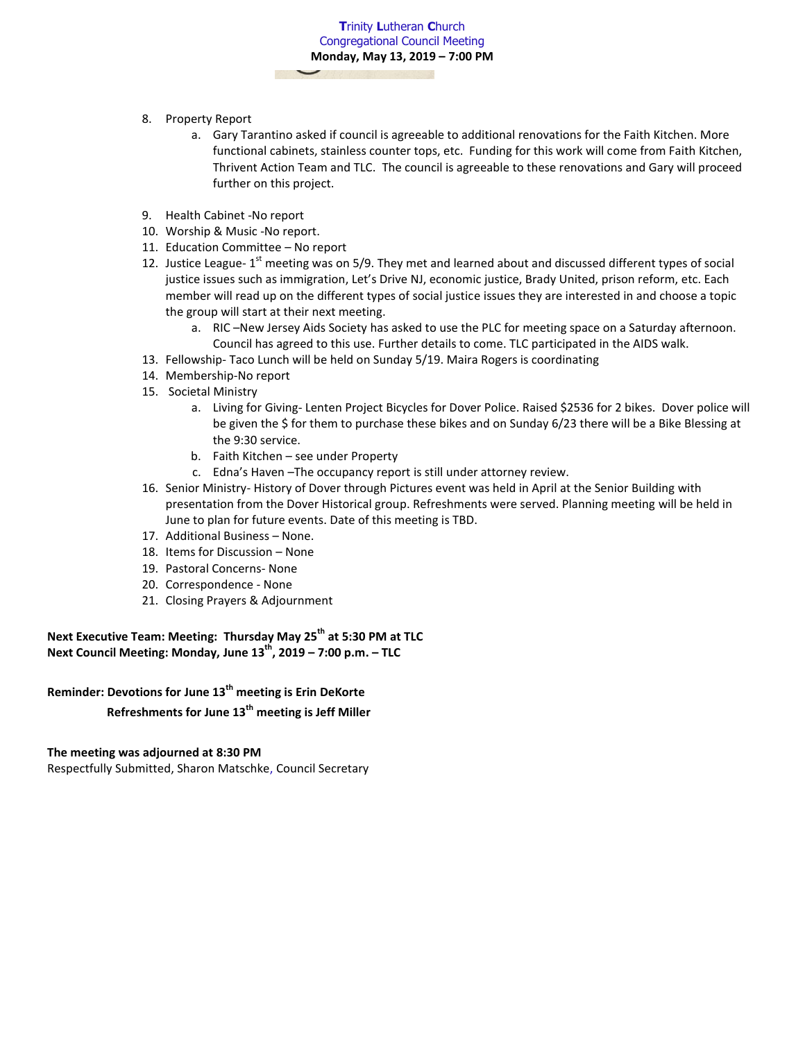8. Property Report
    a. Gary Tarantino asked if council is agreeable to additional renovations for the Faith Kitchen. More functional cabinets, stainless counter tops, etc. Funding for this work will come from Faith Kitchen, Thrivent Action Team and TLC. The council is agreeable to these renovations and Gary will proceed further on this project.

9. Health Cabinet -No report
10. Worship & Music -No report.
11. Education Committee – No report
12. Justice League- 1st meeting was on 5/9. They met and learned about and discussed different types of social justice issues such as immigration, Let's Drive NJ, economic justice, Brady United, prison reform, etc. Each member will read up on the different types of social justice issues they are interested in and choose a topic the group will start at their next meeting.
    a. RIC –New Jersey Aids Society has asked to use the PLC for meeting space on a Saturday afternoon. Council has agreed to this use. Further details to come. TLC participated in the AIDS walk.
13. Fellowship- Taco Lunch will be held on Sunday 5/19. Maira Rogers is coordinating
14. Membership-No report
15. Societal Ministry
    a. Living for Giving- Lenten Project Bicycles for Dover Police. Raised $2536 for 2 bikes. Dover police will be given the $ for them to purchase these bikes and on Sunday 6/23 there will be a Bike Blessing at the 9:30 service.
    b. Faith Kitchen – see under Property
    c. Edna's Haven –The occupancy report is still under attorney review.
16. Senior Ministry- History of Dover through Pictures event was held in April at the Senior Building with presentation from the Dover Historical group. Refreshments were served. Planning meeting will be held in June to plan for future events. Date of this meeting is TBD.
17. Additional Business – None.
18. Items for Discussion – None
19. Pastoral Concerns- None
20. Correspondence - None
21. Closing Prayers & Adjournment

**Next Executive Team: Meeting: Thursday May 25th at 5:30 PM at TLC**
**Next Council Meeting: Monday, June 13th, 2019 – 7:00 p.m. – TLC**

**Reminder: Devotions for June 13th meeting is Erin DeKorte**
**Refreshments for June 13th meeting is Jeff Miller**

**The meeting was adjourned at 8:30 PM**
Respectfully Submitted, Sharon Matschke, Council Secretary